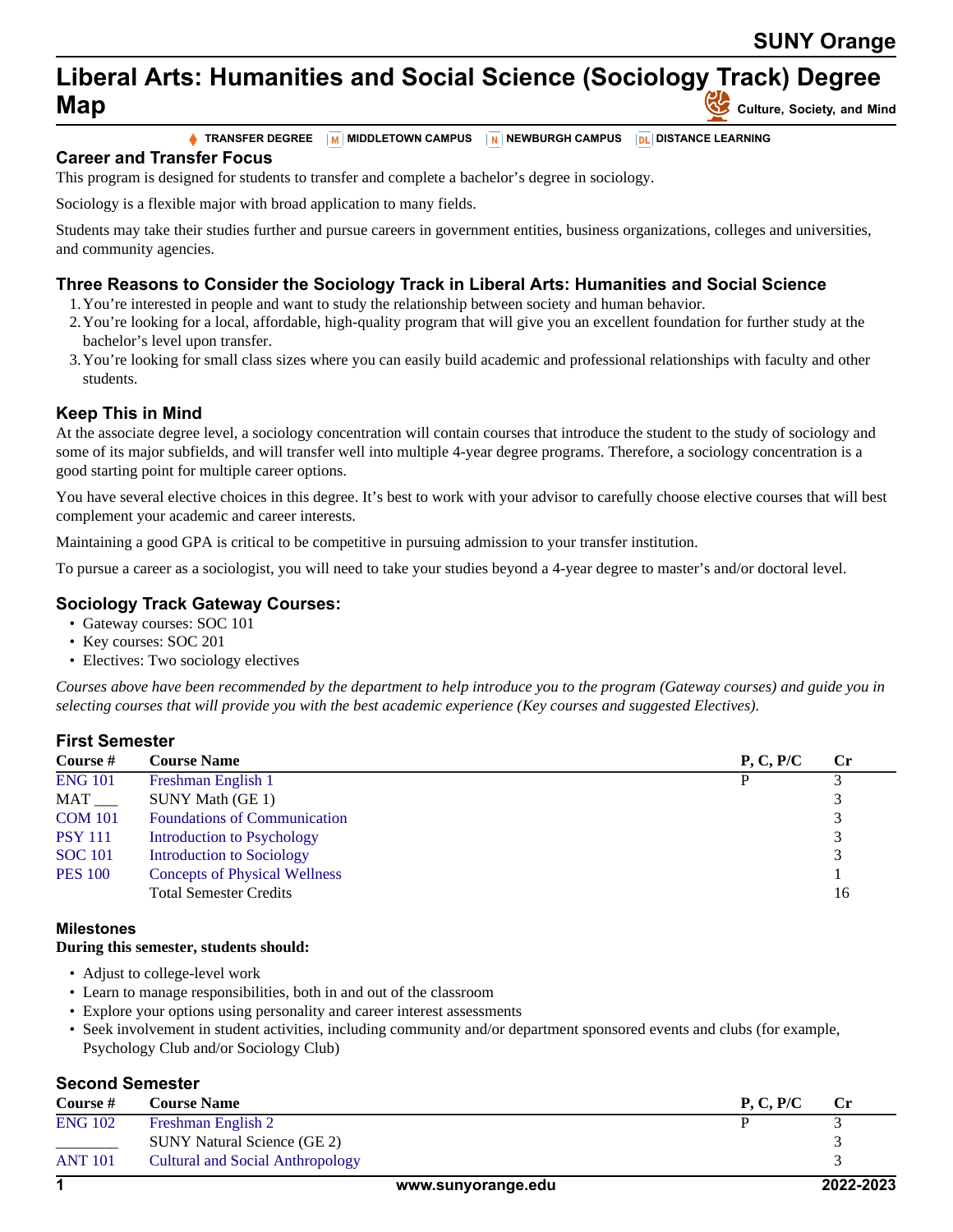SUNY Orange

# Liberal Arts: Humanities and Social Science (Sociology Track) Degree Map

Culture, Society, and Mind

TRANSFER DEGREE | M MIDDLETOWN CAMPUS | N NEWBURGH CAMPUS | DL DISTANCE LEARNING

## Career and Transfer Focus

This program is designed for students to transfer and complete a bachelor's degree in sociology.

Sociology is a flexible major with broad application to many fields.

Students may take their studies further and pursue careers in government entities, business organizations, colleges and universities, and community agencies.

## Three Reasons to Consider the Sociology Track in Liberal Arts: Humanities and Social Science

1. You're interested in people and want to study the relationship between society and human behavior.
2. You're looking for a local, affordable, high-quality program that will give you an excellent foundation for further study at the bachelor's level upon transfer.
3. You're looking for small class sizes where you can easily build academic and professional relationships with faculty and other students.

## Keep This in Mind

At the associate degree level, a sociology concentration will contain courses that introduce the student to the study of sociology and some of its major subfields, and will transfer well into multiple 4-year degree programs. Therefore, a sociology concentration is a good starting point for multiple career options.

You have several elective choices in this degree. It's best to work with your advisor to carefully choose elective courses that will best complement your academic and career interests.

Maintaining a good GPA is critical to be competitive in pursuing admission to your transfer institution.

To pursue a career as a sociologist, you will need to take your studies beyond a 4-year degree to master's and/or doctoral level.

## Sociology Track Gateway Courses:

- Gateway courses: SOC 101
- Key courses: SOC 201
- Electives: Two sociology electives

*Courses above have been recommended by the department to help introduce you to the program (Gateway courses) and guide you in selecting courses that will provide you with the best academic experience (Key courses and suggested Electives).*

## First Semester

| Course # | Course Name | P, C, P/C | Cr |
|---|---|---|---|
| ENG 101 | Freshman English 1 | P | 3 |
| MAT ___ | SUNY Math (GE 1) | | 3 |
| COM 101 | Foundations of Communication | | 3 |
| PSY 111 | Introduction to Psychology | | 3 |
| SOC 101 | Introduction to Sociology | | 3 |
| PES 100 | Concepts of Physical Wellness | | 1 |
| | Total Semester Credits | | 16 |

### Milestones

**During this semester, students should:**

- Adjust to college-level work
- Learn to manage responsibilities, both in and out of the classroom
- Explore your options using personality and career interest assessments
- Seek involvement in student activities, including community and/or department sponsored events and clubs (for example, Psychology Club and/or Sociology Club)

## Second Semester

| Course # | Course Name | P, C, P/C | Cr |
|---|---|---|---|
| ENG 102 | Freshman English 2 | P | 3 |
| ________ | SUNY Natural Science (GE 2) | | 3 |
| ANT 101 | Cultural and Social Anthropology | | 3 |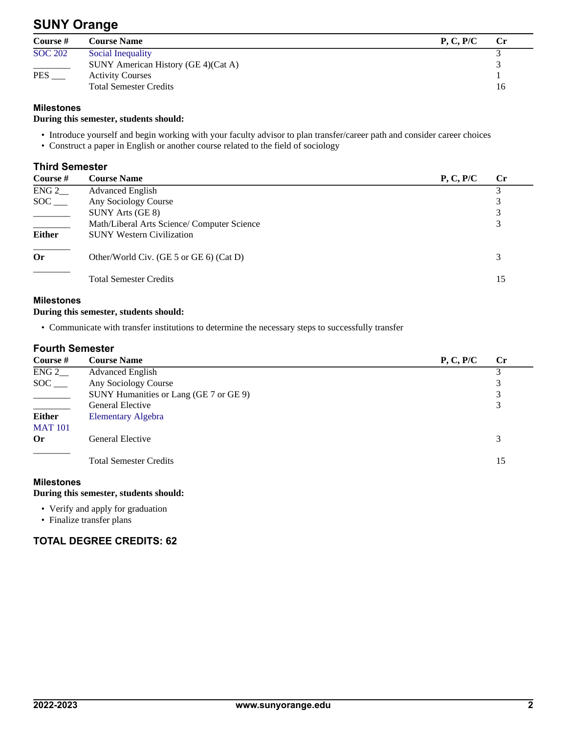## SUNY Orange

| Course # | Course Name | P, C, P/C | Cr |
|---|---|---|---|
| SOC 202 | Social Inequality | | 3 |
| ________ | SUNY American History (GE 4)(Cat A) | | 3 |
| PES ___ | Activity Courses | | 1 |
| | Total Semester Credits | | 16 |

### Milestones

**During this semester, students should:**

- Introduce yourself and begin working with your faculty advisor to plan transfer/career path and consider career choices
- Construct a paper in English or another course related to the field of sociology

### Third Semester

| Course # | Course Name | P, C, P/C | Cr |
|---|---|---|---|
| ENG 2__ | Advanced English | | 3 |
| SOC ___ | Any Sociology Course | | 3 |
| ________ | SUNY Arts (GE 8) | | 3 |
| ________ | Math/Liberal Arts Science/ Computer Science | | 3 |
| **Either** ________ | SUNY Western Civilization | | |
| **Or** ________ | Other/World Civ. (GE 5 or GE 6) (Cat D) | | 3 |
| | Total Semester Credits | | 15 |

### Milestones

**During this semester, students should:**

- Communicate with transfer institutions to determine the necessary steps to successfully transfer

### Fourth Semester

| Course # | Course Name | P, C, P/C | Cr |
|---|---|---|---|
| ENG 2__ | Advanced English | | 3 |
| SOC ___ | Any Sociology Course | | 3 |
| ________ | SUNY Humanities or Lang (GE 7 or GE 9) | | 3 |
| ________ | General Elective | | 3 |
| **Either** MAT 101 | Elementary Algebra | | |
| **Or** ________ | General Elective | | 3 |
| | Total Semester Credits | | 15 |

### Milestones

**During this semester, students should:**

- Verify and apply for graduation
- Finalize transfer plans

## TOTAL DEGREE CREDITS: 62